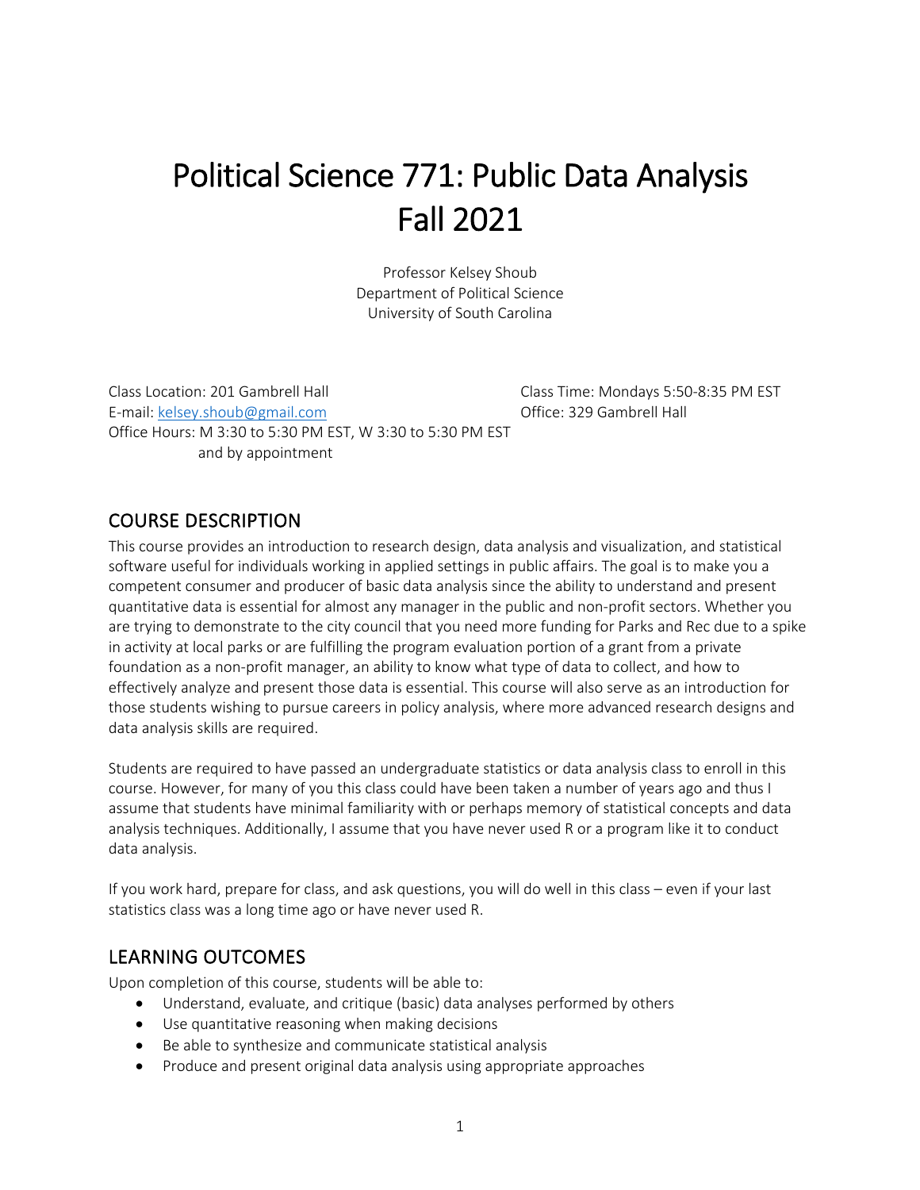# Political Science 771: Public Data Analysis
# Fall 2021

Professor Kelsey Shoub
Department of Political Science
University of South Carolina

Class Location: 201 Gambrell Hall
Class Time: Mondays 5:50-8:35 PM EST
E-mail: kelsey.shoub@gmail.com
Office: 329 Gambrell Hall
Office Hours: M 3:30 to 5:30 PM EST, W 3:30 to 5:30 PM EST and by appointment

## COURSE DESCRIPTION

This course provides an introduction to research design, data analysis and visualization, and statistical software useful for individuals working in applied settings in public affairs. The goal is to make you a competent consumer and producer of basic data analysis since the ability to understand and present quantitative data is essential for almost any manager in the public and non-profit sectors. Whether you are trying to demonstrate to the city council that you need more funding for Parks and Rec due to a spike in activity at local parks or are fulfilling the program evaluation portion of a grant from a private foundation as a non-profit manager, an ability to know what type of data to collect, and how to effectively analyze and present those data is essential. This course will also serve as an introduction for those students wishing to pursue careers in policy analysis, where more advanced research designs and data analysis skills are required.

Students are required to have passed an undergraduate statistics or data analysis class to enroll in this course. However, for many of you this class could have been taken a number of years ago and thus I assume that students have minimal familiarity with or perhaps memory of statistical concepts and data analysis techniques. Additionally, I assume that you have never used R or a program like it to conduct data analysis.

If you work hard, prepare for class, and ask questions, you will do well in this class – even if your last statistics class was a long time ago or have never used R.

## LEARNING OUTCOMES

Upon completion of this course, students will be able to:

- Understand, evaluate, and critique (basic) data analyses performed by others
- Use quantitative reasoning when making decisions
- Be able to synthesize and communicate statistical analysis
- Produce and present original data analysis using appropriate approaches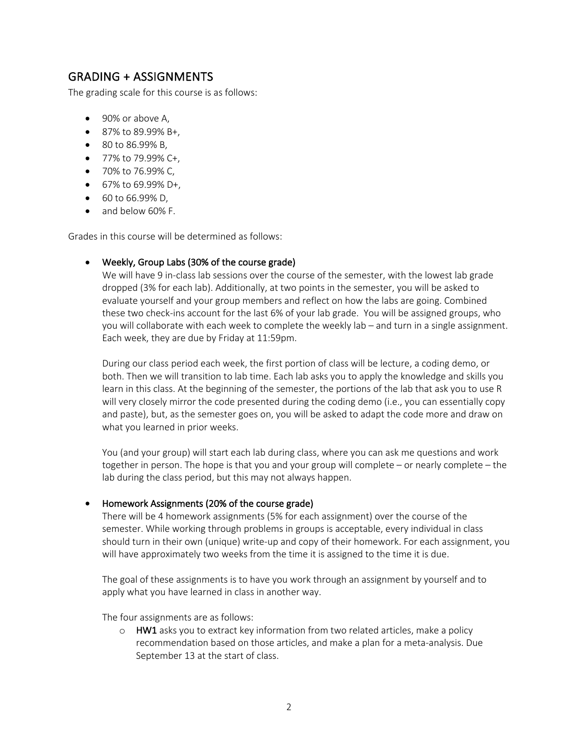## GRADING + ASSIGNMENTS

The grading scale for this course is as follows:

- 90% or above A,
- 87% to 89.99% B+,
- 80 to 86.99% B,
- 77% to 79.99% C+,
- 70% to 76.99% C,
- 67% to 69.99% D+,
- 60 to 66.99% D,
- and below 60% F.

Grades in this course will be determined as follows:

- **Weekly, Group Labs (30% of the course grade)**

  We will have 9 in-class lab sessions over the course of the semester, with the lowest lab grade dropped (3% for each lab). Additionally, at two points in the semester, you will be asked to evaluate yourself and your group members and reflect on how the labs are going. Combined these two check-ins account for the last 6% of your lab grade. You will be assigned groups, who you will collaborate with each week to complete the weekly lab – and turn in a single assignment. Each week, they are due by Friday at 11:59pm.

  During our class period each week, the first portion of class will be lecture, a coding demo, or both. Then we will transition to lab time. Each lab asks you to apply the knowledge and skills you learn in this class. At the beginning of the semester, the portions of the lab that ask you to use R will very closely mirror the code presented during the coding demo (i.e., you can essentially copy and paste), but, as the semester goes on, you will be asked to adapt the code more and draw on what you learned in prior weeks.

  You (and your group) will start each lab during class, where you can ask me questions and work together in person. The hope is that you and your group will complete – or nearly complete – the lab during the class period, but this may not always happen.

- **Homework Assignments (20% of the course grade)**

  There will be 4 homework assignments (5% for each assignment) over the course of the semester. While working through problems in groups is acceptable, every individual in class should turn in their own (unique) write-up and copy of their homework. For each assignment, you will have approximately two weeks from the time it is assigned to the time it is due.

  The goal of these assignments is to have you work through an assignment by yourself and to apply what you have learned in class in another way.

  The four assignments are as follows:

  - **HW1** asks you to extract key information from two related articles, make a policy recommendation based on those articles, and make a plan for a meta-analysis. Due September 13 at the start of class.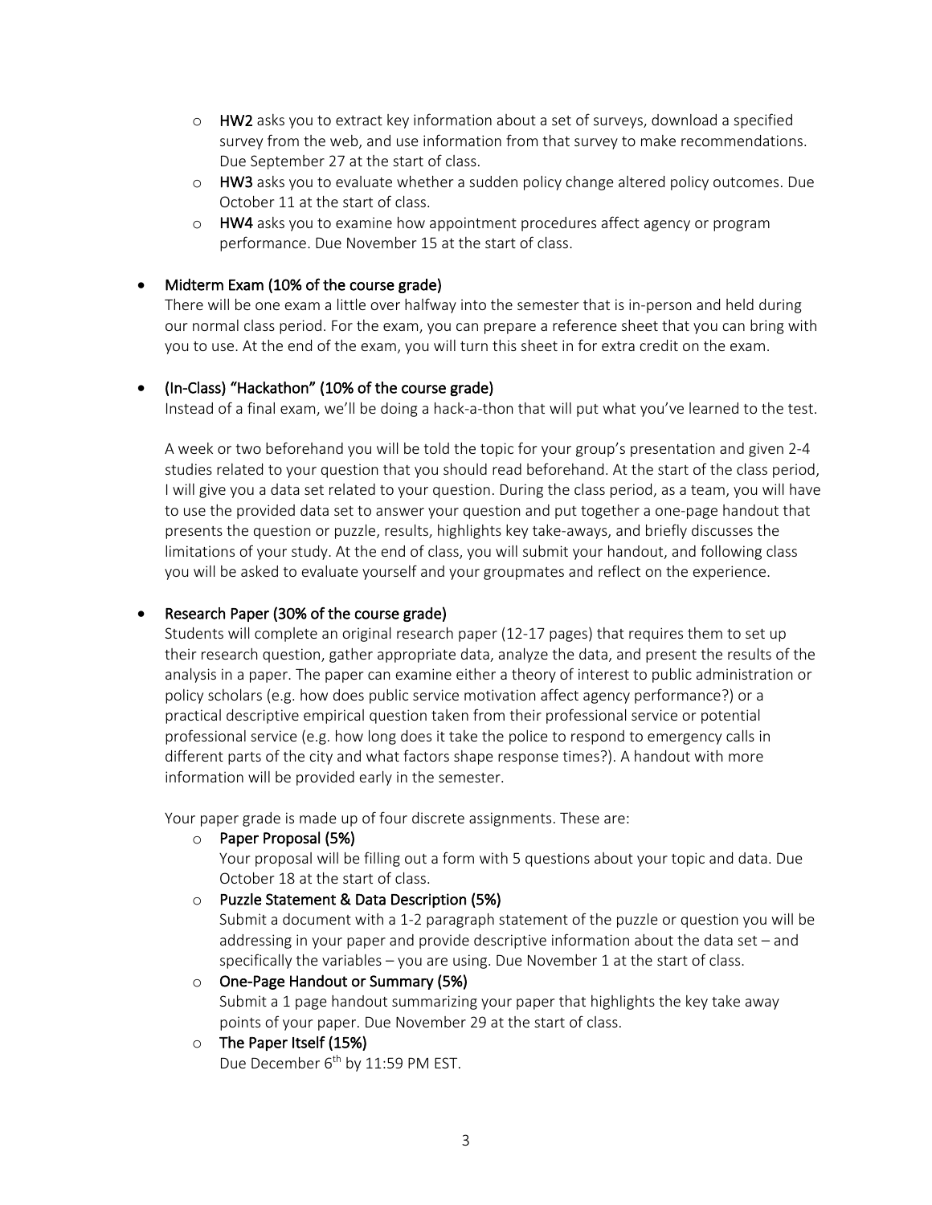- **HW2** asks you to extract key information about a set of surveys, download a specified survey from the web, and use information from that survey to make recommendations. Due September 27 at the start of class.
- **HW3** asks you to evaluate whether a sudden policy change altered policy outcomes. Due October 11 at the start of class.
- **HW4** asks you to examine how appointment procedures affect agency or program performance. Due November 15 at the start of class.

- **Midterm Exam (10% of the course grade)**
  There will be one exam a little over halfway into the semester that is in-person and held during our normal class period. For the exam, you can prepare a reference sheet that you can bring with you to use. At the end of the exam, you will turn this sheet in for extra credit on the exam.

- **(In-Class) "Hackathon" (10% of the course grade)**
  Instead of a final exam, we'll be doing a hack-a-thon that will put what you've learned to the test.

  A week or two beforehand you will be told the topic for your group's presentation and given 2-4 studies related to your question that you should read beforehand. At the start of the class period, I will give you a data set related to your question. During the class period, as a team, you will have to use the provided data set to answer your question and put together a one-page handout that presents the question or puzzle, results, highlights key take-aways, and briefly discusses the limitations of your study. At the end of class, you will submit your handout, and following class you will be asked to evaluate yourself and your groupmates and reflect on the experience.

- **Research Paper (30% of the course grade)**
  Students will complete an original research paper (12-17 pages) that requires them to set up their research question, gather appropriate data, analyze the data, and present the results of the analysis in a paper. The paper can examine either a theory of interest to public administration or policy scholars (e.g. how does public service motivation affect agency performance?) or a practical descriptive empirical question taken from their professional service or potential professional service (e.g. how long does it take the police to respond to emergency calls in different parts of the city and what factors shape response times?). A handout with more information will be provided early in the semester.

  Your paper grade is made up of four discrete assignments. These are:

  - **Paper Proposal (5%)**
    Your proposal will be filling out a form with 5 questions about your topic and data. Due October 18 at the start of class.
  - **Puzzle Statement & Data Description (5%)**
    Submit a document with a 1-2 paragraph statement of the puzzle or question you will be addressing in your paper and provide descriptive information about the data set – and specifically the variables – you are using. Due November 1 at the start of class.
  - **One-Page Handout or Summary (5%)**
    Submit a 1 page handout summarizing your paper that highlights the key take away points of your paper. Due November 29 at the start of class.
  - **The Paper Itself (15%)**
    Due December 6th by 11:59 PM EST.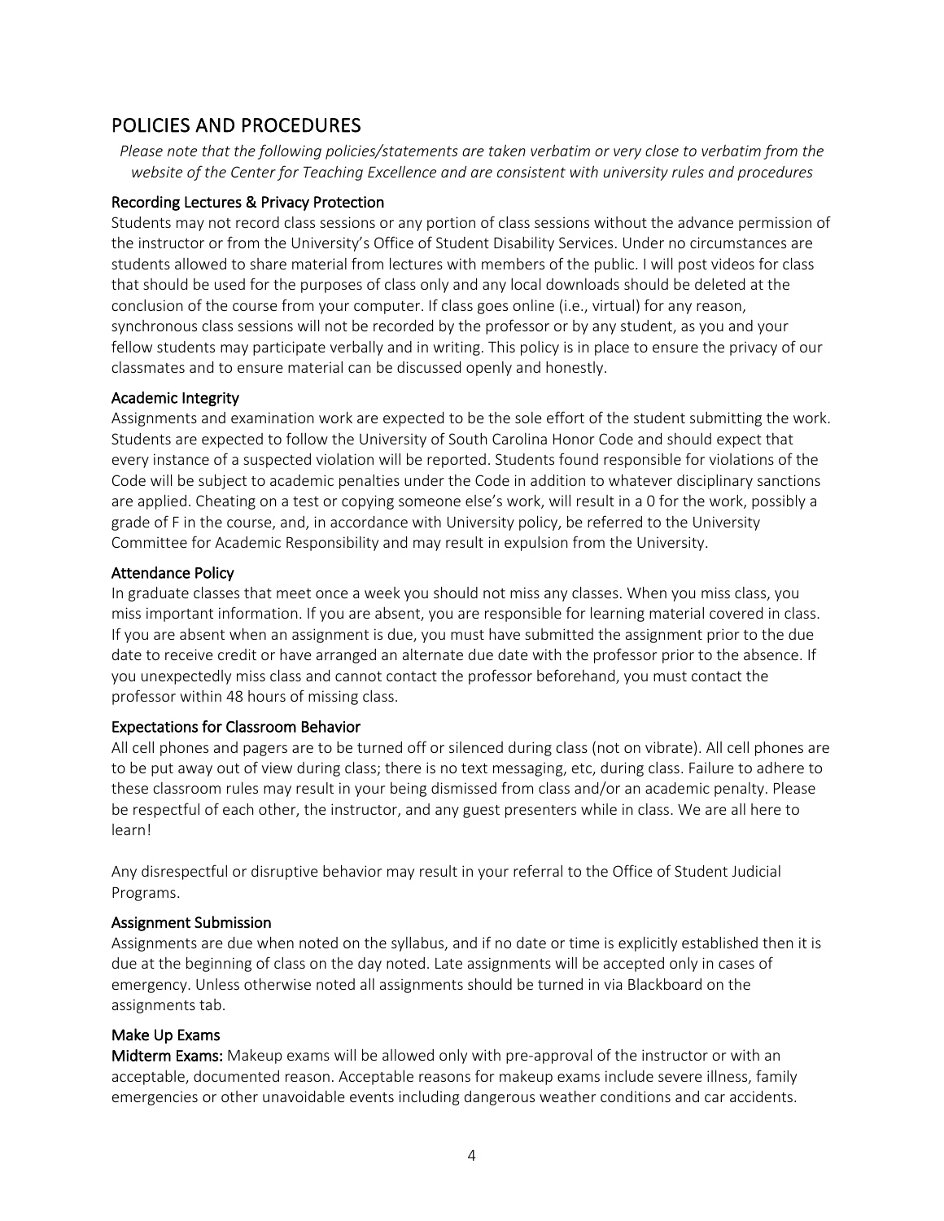## POLICIES AND PROCEDURES

*Please note that the following policies/statements are taken verbatim or very close to verbatim from the website of the Center for Teaching Excellence and are consistent with university rules and procedures*

### Recording Lectures & Privacy Protection

Students may not record class sessions or any portion of class sessions without the advance permission of the instructor or from the University's Office of Student Disability Services. Under no circumstances are students allowed to share material from lectures with members of the public. I will post videos for class that should be used for the purposes of class only and any local downloads should be deleted at the conclusion of the course from your computer. If class goes online (i.e., virtual) for any reason, synchronous class sessions will not be recorded by the professor or by any student, as you and your fellow students may participate verbally and in writing. This policy is in place to ensure the privacy of our classmates and to ensure material can be discussed openly and honestly.

### Academic Integrity

Assignments and examination work are expected to be the sole effort of the student submitting the work. Students are expected to follow the University of South Carolina Honor Code and should expect that every instance of a suspected violation will be reported. Students found responsible for violations of the Code will be subject to academic penalties under the Code in addition to whatever disciplinary sanctions are applied. Cheating on a test or copying someone else's work, will result in a 0 for the work, possibly a grade of F in the course, and, in accordance with University policy, be referred to the University Committee for Academic Responsibility and may result in expulsion from the University.

### Attendance Policy

In graduate classes that meet once a week you should not miss any classes. When you miss class, you miss important information. If you are absent, you are responsible for learning material covered in class. If you are absent when an assignment is due, you must have submitted the assignment prior to the due date to receive credit or have arranged an alternate due date with the professor prior to the absence. If you unexpectedly miss class and cannot contact the professor beforehand, you must contact the professor within 48 hours of missing class.

### Expectations for Classroom Behavior

All cell phones and pagers are to be turned off or silenced during class (not on vibrate). All cell phones are to be put away out of view during class; there is no text messaging, etc, during class. Failure to adhere to these classroom rules may result in your being dismissed from class and/or an academic penalty. Please be respectful of each other, the instructor, and any guest presenters while in class. We are all here to learn!

Any disrespectful or disruptive behavior may result in your referral to the Office of Student Judicial Programs.

### Assignment Submission

Assignments are due when noted on the syllabus, and if no date or time is explicitly established then it is due at the beginning of class on the day noted. Late assignments will be accepted only in cases of emergency. Unless otherwise noted all assignments should be turned in via Blackboard on the assignments tab.

### Make Up Exams

**Midterm Exams:** Makeup exams will be allowed only with pre-approval of the instructor or with an acceptable, documented reason. Acceptable reasons for makeup exams include severe illness, family emergencies or other unavoidable events including dangerous weather conditions and car accidents.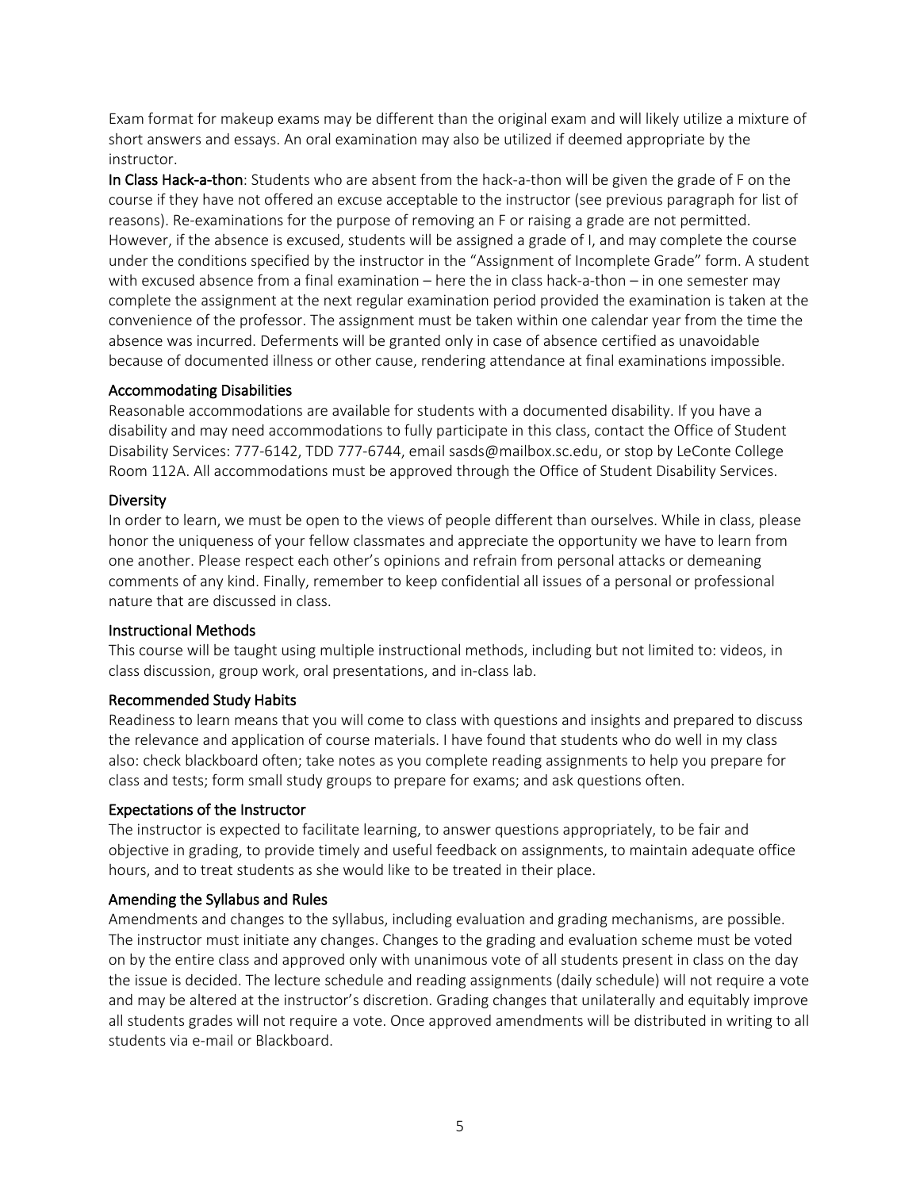Exam format for makeup exams may be different than the original exam and will likely utilize a mixture of short answers and essays. An oral examination may also be utilized if deemed appropriate by the instructor.

**In Class Hack-a-thon**: Students who are absent from the hack-a-thon will be given the grade of F on the course if they have not offered an excuse acceptable to the instructor (see previous paragraph for list of reasons). Re-examinations for the purpose of removing an F or raising a grade are not permitted. However, if the absence is excused, students will be assigned a grade of I, and may complete the course under the conditions specified by the instructor in the "Assignment of Incomplete Grade" form. A student with excused absence from a final examination – here the in class hack-a-thon – in one semester may complete the assignment at the next regular examination period provided the examination is taken at the convenience of the professor. The assignment must be taken within one calendar year from the time the absence was incurred. Deferments will be granted only in case of absence certified as unavoidable because of documented illness or other cause, rendering attendance at final examinations impossible.

### Accommodating Disabilities

Reasonable accommodations are available for students with a documented disability. If you have a disability and may need accommodations to fully participate in this class, contact the Office of Student Disability Services: 777-6142, TDD 777-6744, email sasds@mailbox.sc.edu, or stop by LeConte College Room 112A. All accommodations must be approved through the Office of Student Disability Services.

### Diversity

In order to learn, we must be open to the views of people different than ourselves. While in class, please honor the uniqueness of your fellow classmates and appreciate the opportunity we have to learn from one another. Please respect each other's opinions and refrain from personal attacks or demeaning comments of any kind. Finally, remember to keep confidential all issues of a personal or professional nature that are discussed in class.

### Instructional Methods

This course will be taught using multiple instructional methods, including but not limited to: videos, in class discussion, group work, oral presentations, and in-class lab.

### Recommended Study Habits

Readiness to learn means that you will come to class with questions and insights and prepared to discuss the relevance and application of course materials. I have found that students who do well in my class also: check blackboard often; take notes as you complete reading assignments to help you prepare for class and tests; form small study groups to prepare for exams; and ask questions often.

### Expectations of the Instructor

The instructor is expected to facilitate learning, to answer questions appropriately, to be fair and objective in grading, to provide timely and useful feedback on assignments, to maintain adequate office hours, and to treat students as she would like to be treated in their place.

### Amending the Syllabus and Rules

Amendments and changes to the syllabus, including evaluation and grading mechanisms, are possible. The instructor must initiate any changes. Changes to the grading and evaluation scheme must be voted on by the entire class and approved only with unanimous vote of all students present in class on the day the issue is decided. The lecture schedule and reading assignments (daily schedule) will not require a vote and may be altered at the instructor's discretion. Grading changes that unilaterally and equitably improve all students grades will not require a vote. Once approved amendments will be distributed in writing to all students via e-mail or Blackboard.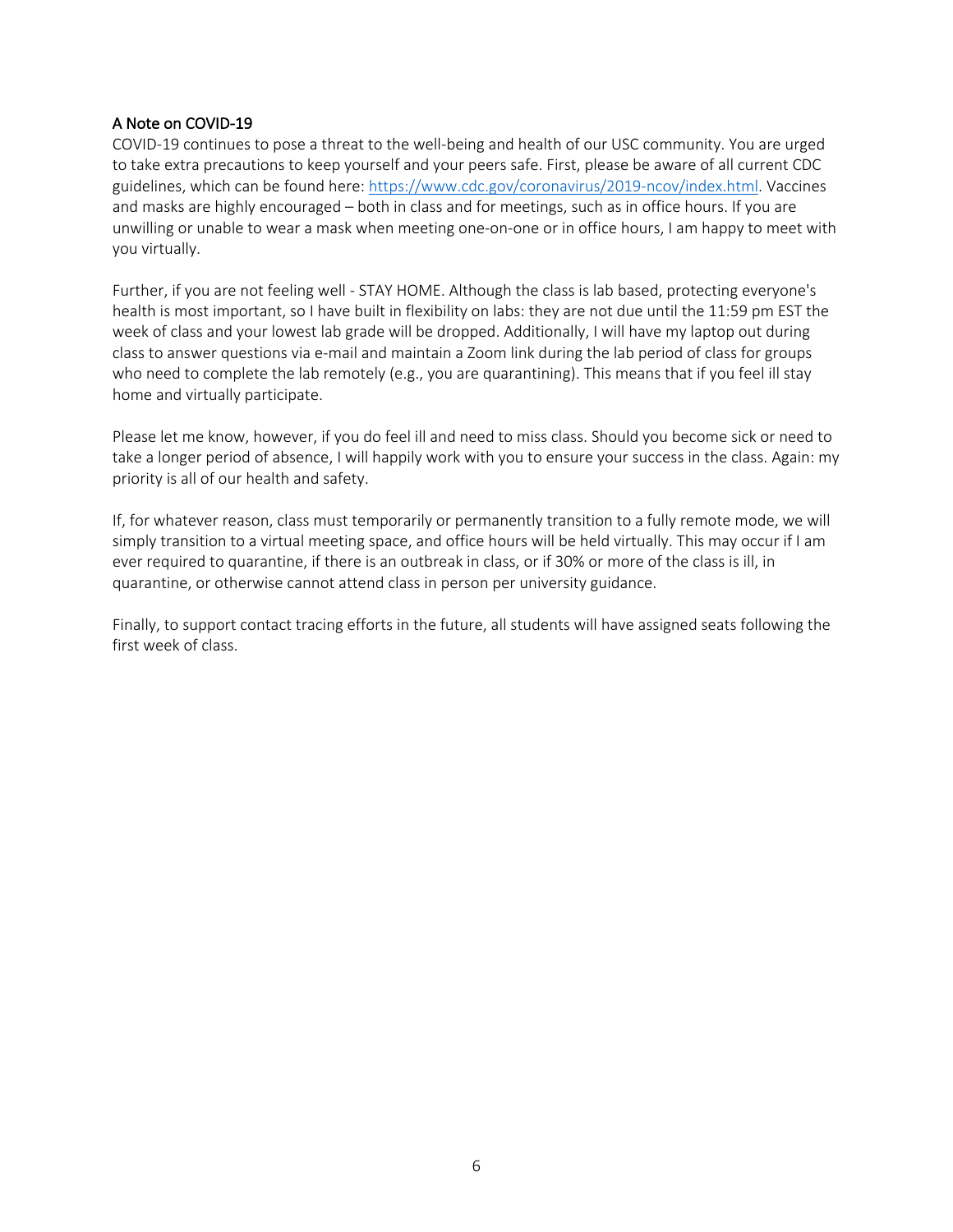## A Note on COVID-19

COVID-19 continues to pose a threat to the well-being and health of our USC community. You are urged to take extra precautions to keep yourself and your peers safe. First, please be aware of all current CDC guidelines, which can be found here: [https://www.cdc.gov/coronavirus/2019-ncov/index.html](https://www.cdc.gov/coronavirus/2019-ncov/index.html). Vaccines and masks are highly encouraged – both in class and for meetings, such as in office hours. If you are unwilling or unable to wear a mask when meeting one-on-one or in office hours, I am happy to meet with you virtually.

Further, if you are not feeling well - STAY HOME. Although the class is lab based, protecting everyone's health is most important, so I have built in flexibility on labs: they are not due until the 11:59 pm EST the week of class and your lowest lab grade will be dropped. Additionally, I will have my laptop out during class to answer questions via e-mail and maintain a Zoom link during the lab period of class for groups who need to complete the lab remotely (e.g., you are quarantining). This means that if you feel ill stay home and virtually participate.

Please let me know, however, if you do feel ill and need to miss class. Should you become sick or need to take a longer period of absence, I will happily work with you to ensure your success in the class. Again: my priority is all of our health and safety.

If, for whatever reason, class must temporarily or permanently transition to a fully remote mode, we will simply transition to a virtual meeting space, and office hours will be held virtually. This may occur if I am ever required to quarantine, if there is an outbreak in class, or if 30% or more of the class is ill, in quarantine, or otherwise cannot attend class in person per university guidance.

Finally, to support contact tracing efforts in the future, all students will have assigned seats following the first week of class.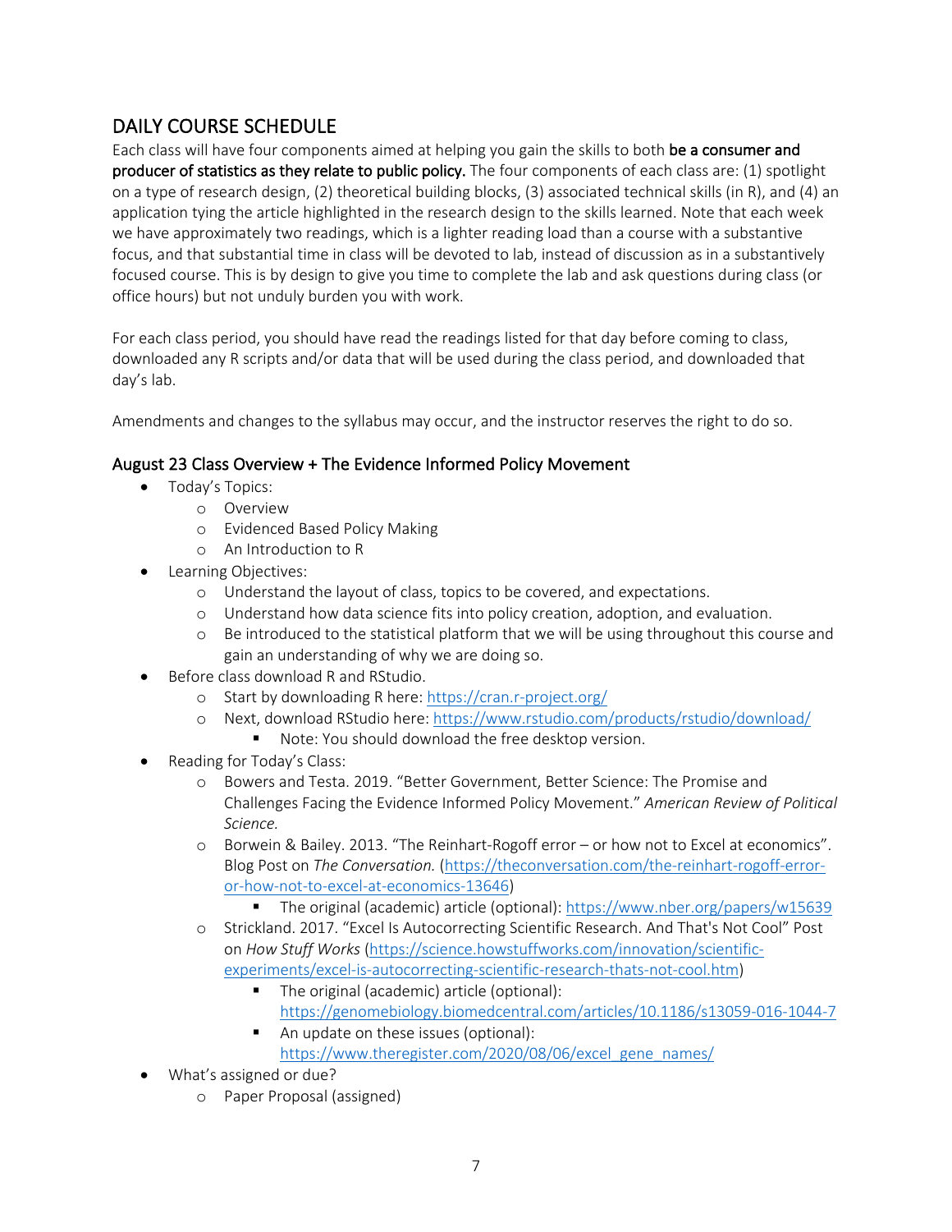## DAILY COURSE SCHEDULE

Each class will have four components aimed at helping you gain the skills to both **be a consumer and producer of statistics as they relate to public policy.** The four components of each class are: (1) spotlight on a type of research design, (2) theoretical building blocks, (3) associated technical skills (in R), and (4) an application tying the article highlighted in the research design to the skills learned. Note that each week we have approximately two readings, which is a lighter reading load than a course with a substantive focus, and that substantial time in class will be devoted to lab, instead of discussion as in a substantively focused course. This is by design to give you time to complete the lab and ask questions during class (or office hours) but not unduly burden you with work.

For each class period, you should have read the readings listed for that day before coming to class, downloaded any R scripts and/or data that will be used during the class period, and downloaded that day's lab.

Amendments and changes to the syllabus may occur, and the instructor reserves the right to do so.

### August 23 Class Overview + The Evidence Informed Policy Movement

- Today's Topics:
  - Overview
  - Evidenced Based Policy Making
  - An Introduction to R
- Learning Objectives:
  - Understand the layout of class, topics to be covered, and expectations.
  - Understand how data science fits into policy creation, adoption, and evaluation.
  - Be introduced to the statistical platform that we will be using throughout this course and gain an understanding of why we are doing so.
- Before class download R and RStudio.
  - Start by downloading R here: https://cran.r-project.org/
  - Next, download RStudio here: https://www.rstudio.com/products/rstudio/download/
    - Note: You should download the free desktop version.
- Reading for Today's Class:
  - Bowers and Testa. 2019. "Better Government, Better Science: The Promise and Challenges Facing the Evidence Informed Policy Movement." *American Review of Political Science.*
  - Borwein & Bailey. 2013. "The Reinhart-Rogoff error – or how not to Excel at economics". Blog Post on *The Conversation.* (https://theconversation.com/the-reinhart-rogoff-error-or-how-not-to-excel-at-economics-13646)
    - The original (academic) article (optional): https://www.nber.org/papers/w15639
  - Strickland. 2017. "Excel Is Autocorrecting Scientific Research. And That's Not Cool" Post on *How Stuff Works* (https://science.howstuffworks.com/innovation/scientific-experiments/excel-is-autocorrecting-scientific-research-thats-not-cool.htm)
    - The original (academic) article (optional): https://genomebiology.biomedcentral.com/articles/10.1186/s13059-016-1044-7
    - An update on these issues (optional): https://www.theregister.com/2020/08/06/excel_gene_names/
- What's assigned or due?
  - Paper Proposal (assigned)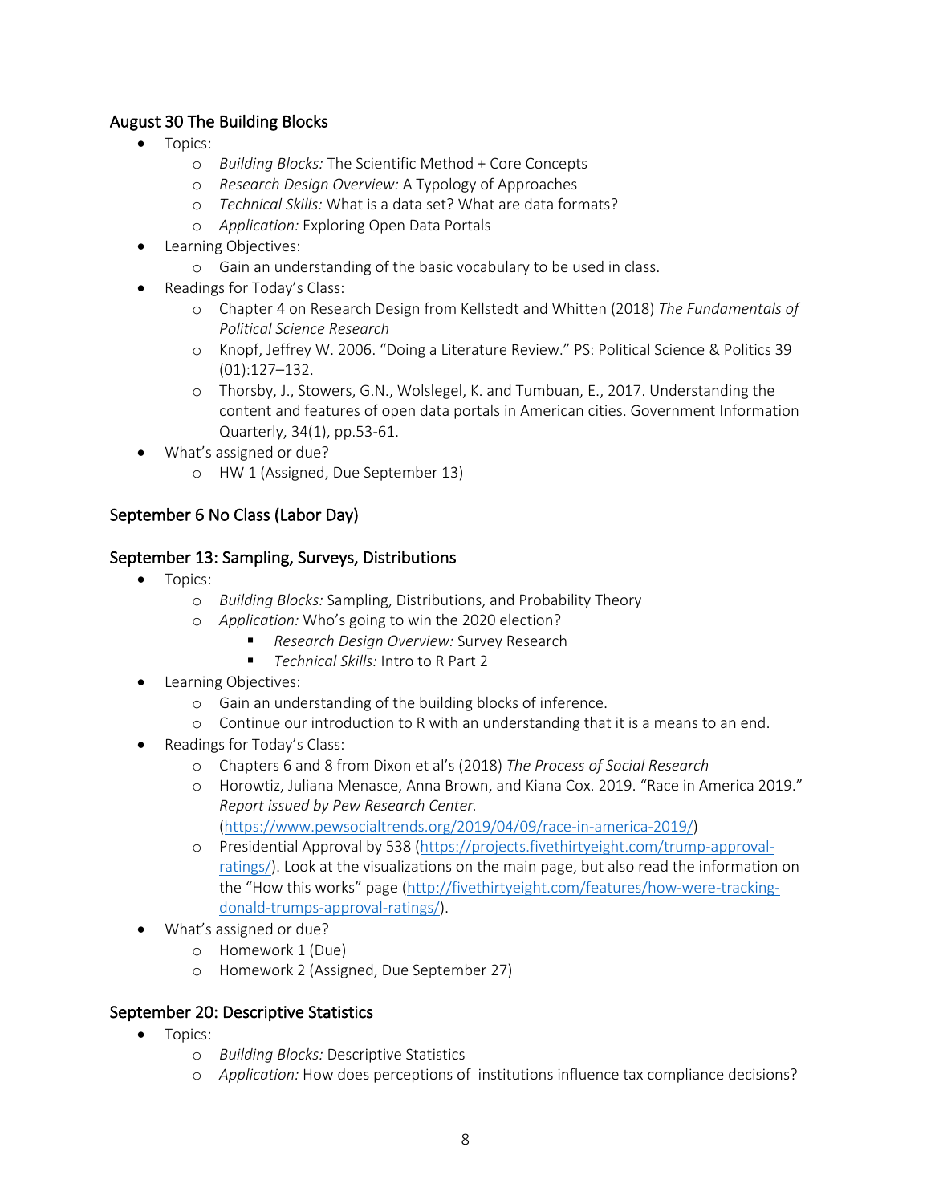### August 30 The Building Blocks

- Topics:
    - *Building Blocks:* The Scientific Method + Core Concepts
    - *Research Design Overview:* A Typology of Approaches
    - *Technical Skills:* What is a data set? What are data formats?
    - *Application:* Exploring Open Data Portals
- Learning Objectives:
    - Gain an understanding of the basic vocabulary to be used in class.
- Readings for Today's Class:
    - Chapter 4 on Research Design from Kellstedt and Whitten (2018) *The Fundamentals of Political Science Research*
    - Knopf, Jeffrey W. 2006. "Doing a Literature Review." PS: Political Science & Politics 39 (01):127–132.
    - Thorsby, J., Stowers, G.N., Wolslegel, K. and Tumbuan, E., 2017. Understanding the content and features of open data portals in American cities. Government Information Quarterly, 34(1), pp.53-61.
- What's assigned or due?
    - HW 1 (Assigned, Due September 13)

### September 6 No Class (Labor Day)

### September 13: Sampling, Surveys, Distributions

- Topics:
    - *Building Blocks:* Sampling, Distributions, and Probability Theory
    - *Application:* Who's going to win the 2020 election?
        - *Research Design Overview:* Survey Research
        - *Technical Skills:* Intro to R Part 2
- Learning Objectives:
    - Gain an understanding of the building blocks of inference.
    - Continue our introduction to R with an understanding that it is a means to an end.
- Readings for Today's Class:
    - Chapters 6 and 8 from Dixon et al's (2018) *The Process of Social Research*
    - Horowtiz, Juliana Menasce, Anna Brown, and Kiana Cox. 2019. "Race in America 2019." *Report issued by Pew Research Center.* (https://www.pewsocialtrends.org/2019/04/09/race-in-america-2019/)
    - Presidential Approval by 538 (https://projects.fivethirtyeight.com/trump-approval-ratings/). Look at the visualizations on the main page, but also read the information on the "How this works" page (http://fivethirtyeight.com/features/how-were-tracking-donald-trumps-approval-ratings/).
- What's assigned or due?
    - Homework 1 (Due)
    - Homework 2 (Assigned, Due September 27)

### September 20: Descriptive Statistics

- Topics:
    - *Building Blocks:* Descriptive Statistics
    - *Application:* How does perceptions of institutions influence tax compliance decisions?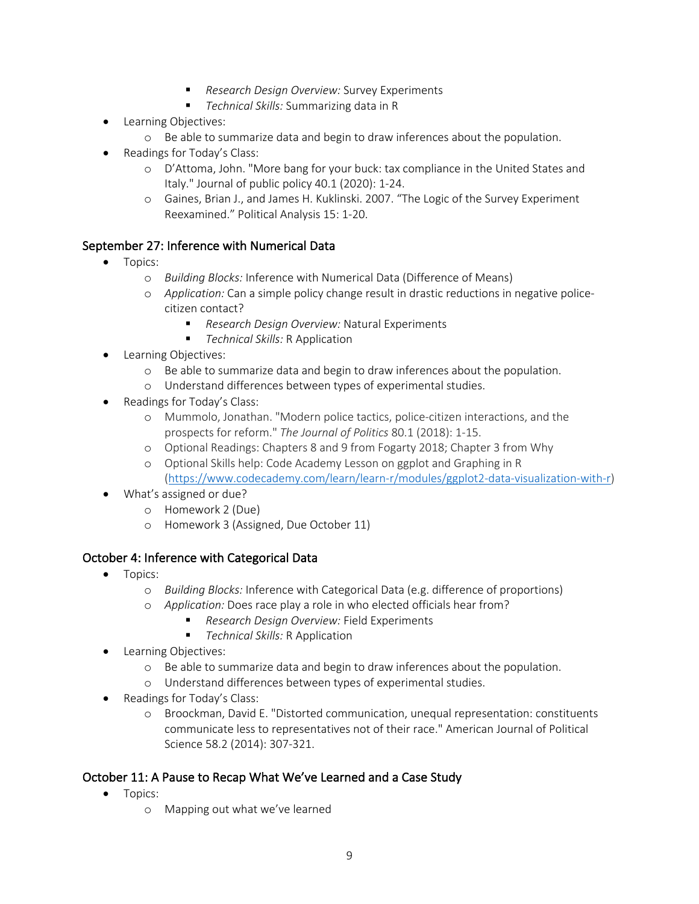- *Research Design Overview:* Survey Experiments
        - *Technical Skills:* Summarizing data in R
- Learning Objectives:
    - Be able to summarize data and begin to draw inferences about the population.
- Readings for Today's Class:
    - D'Attoma, John. "More bang for your buck: tax compliance in the United States and Italy." Journal of public policy 40.1 (2020): 1-24.
    - Gaines, Brian J., and James H. Kuklinski. 2007. "The Logic of the Survey Experiment Reexamined." Political Analysis 15: 1-20.

## September 27: Inference with Numerical Data

- Topics:
    - *Building Blocks:* Inference with Numerical Data (Difference of Means)
    - *Application:* Can a simple policy change result in drastic reductions in negative police-citizen contact?
        - *Research Design Overview:* Natural Experiments
        - *Technical Skills:* R Application
- Learning Objectives:
    - Be able to summarize data and begin to draw inferences about the population.
    - Understand differences between types of experimental studies.
- Readings for Today's Class:
    - Mummolo, Jonathan. "Modern police tactics, police-citizen interactions, and the prospects for reform." *The Journal of Politics* 80.1 (2018): 1-15.
    - Optional Readings: Chapters 8 and 9 from Fogarty 2018; Chapter 3 from Why
    - Optional Skills help: Code Academy Lesson on ggplot and Graphing in R (https://www.codecademy.com/learn/learn-r/modules/ggplot2-data-visualization-with-r)
- What's assigned or due?
    - Homework 2 (Due)
    - Homework 3 (Assigned, Due October 11)

## October 4: Inference with Categorical Data

- Topics:
    - *Building Blocks:* Inference with Categorical Data (e.g. difference of proportions)
    - *Application:* Does race play a role in who elected officials hear from?
        - *Research Design Overview:* Field Experiments
        - *Technical Skills:* R Application
- Learning Objectives:
    - Be able to summarize data and begin to draw inferences about the population.
    - Understand differences between types of experimental studies.
- Readings for Today's Class:
    - Broockman, David E. "Distorted communication, unequal representation: constituents communicate less to representatives not of their race." American Journal of Political Science 58.2 (2014): 307-321.

## October 11: A Pause to Recap What We've Learned and a Case Study

- Topics:
    - Mapping out what we've learned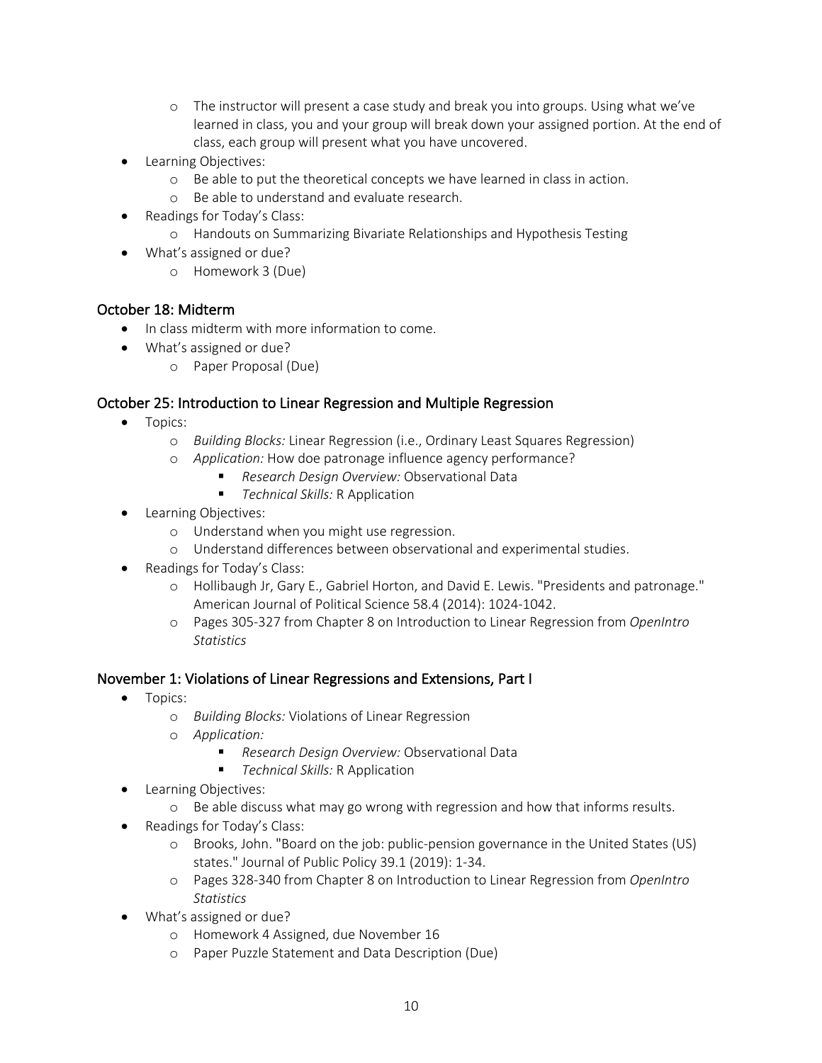- The instructor will present a case study and break you into groups. Using what we've learned in class, you and your group will break down your assigned portion. At the end of class, each group will present what you have uncovered.

- Learning Objectives:
  - Be able to put the theoretical concepts we have learned in class in action.
  - Be able to understand and evaluate research.
- Readings for Today's Class:
  - Handouts on Summarizing Bivariate Relationships and Hypothesis Testing
- What's assigned or due?
  - Homework 3 (Due)

## October 18: Midterm

- In class midterm with more information to come.
- What's assigned or due?
  - Paper Proposal (Due)

## October 25: Introduction to Linear Regression and Multiple Regression

- Topics:
  - *Building Blocks:* Linear Regression (i.e., Ordinary Least Squares Regression)
  - *Application:* How doe patronage influence agency performance?
    - *Research Design Overview:* Observational Data
    - *Technical Skills:* R Application
- Learning Objectives:
  - Understand when you might use regression.
  - Understand differences between observational and experimental studies.
- Readings for Today's Class:
  - Hollibaugh Jr, Gary E., Gabriel Horton, and David E. Lewis. "Presidents and patronage." American Journal of Political Science 58.4 (2014): 1024-1042.
  - Pages 305-327 from Chapter 8 on Introduction to Linear Regression from *OpenIntro Statistics*

## November 1: Violations of Linear Regressions and Extensions, Part I

- Topics:
  - *Building Blocks:* Violations of Linear Regression
  - *Application:*
    - *Research Design Overview:* Observational Data
    - *Technical Skills:* R Application
- Learning Objectives:
  - Be able discuss what may go wrong with regression and how that informs results.
- Readings for Today's Class:
  - Brooks, John. "Board on the job: public-pension governance in the United States (US) states." Journal of Public Policy 39.1 (2019): 1-34.
  - Pages 328-340 from Chapter 8 on Introduction to Linear Regression from *OpenIntro Statistics*
- What's assigned or due?
  - Homework 4 Assigned, due November 16
  - Paper Puzzle Statement and Data Description (Due)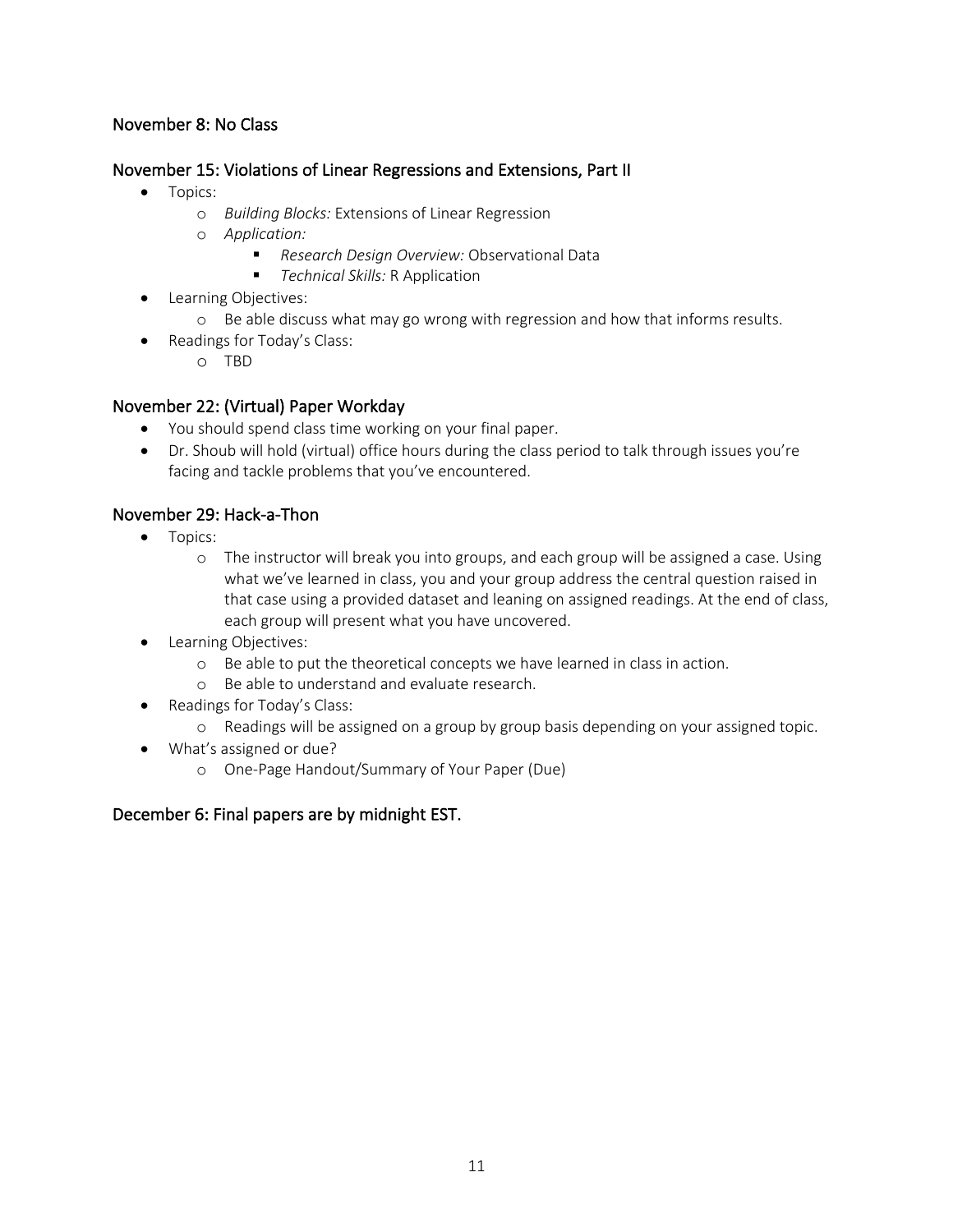### November 8: No Class

### November 15: Violations of Linear Regressions and Extensions, Part II

- Topics:
  - *Building Blocks:* Extensions of Linear Regression
  - *Application:*
    - *Research Design Overview:* Observational Data
    - *Technical Skills:* R Application
- Learning Objectives:
  - Be able discuss what may go wrong with regression and how that informs results.
- Readings for Today's Class:
  - TBD

### November 22: (Virtual) Paper Workday

- You should spend class time working on your final paper.
- Dr. Shoub will hold (virtual) office hours during the class period to talk through issues you're facing and tackle problems that you've encountered.

### November 29: Hack-a-Thon

- Topics:
  - The instructor will break you into groups, and each group will be assigned a case. Using what we've learned in class, you and your group address the central question raised in that case using a provided dataset and leaning on assigned readings. At the end of class, each group will present what you have uncovered.
- Learning Objectives:
  - Be able to put the theoretical concepts we have learned in class in action.
  - Be able to understand and evaluate research.
- Readings for Today's Class:
  - Readings will be assigned on a group by group basis depending on your assigned topic.
- What's assigned or due?
  - One-Page Handout/Summary of Your Paper (Due)

### December 6: Final papers are by midnight EST.